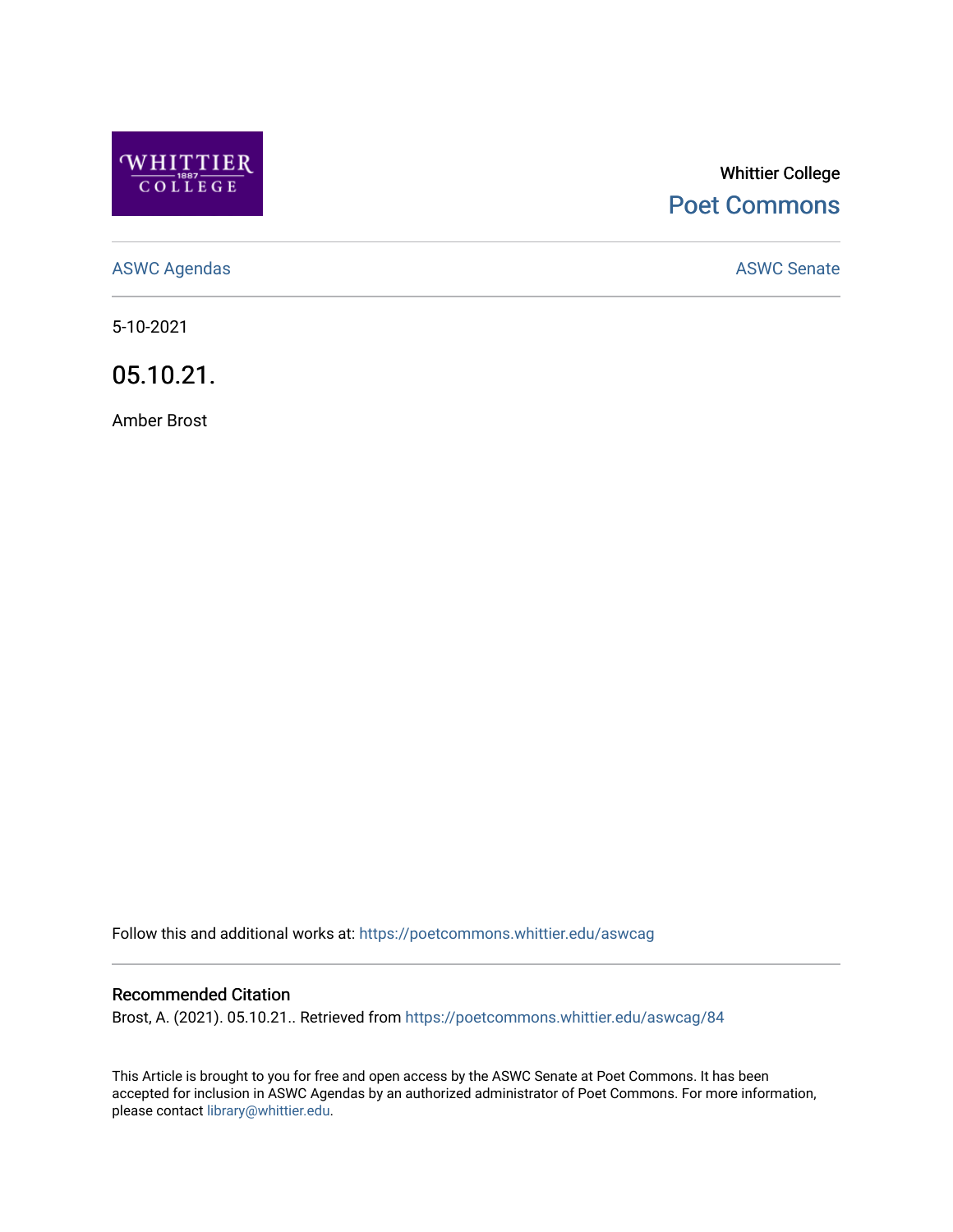WHITTIER 1887 COLLEGE

Whittier College

Poet Commons

ASWC Agendas

ASWC Senate

5-10-2021

# 05.10.21.

Amber Brost

Follow this and additional works at: https://poetcommons.whittier.edu/aswcag

## Recommended Citation

Brost, A. (2021). 05.10.21.. Retrieved from https://poetcommons.whittier.edu/aswcag/84

This Article is brought to you for free and open access by the ASWC Senate at Poet Commons. It has been accepted for inclusion in ASWC Agendas by an authorized administrator of Poet Commons. For more information, please contact library@whittier.edu.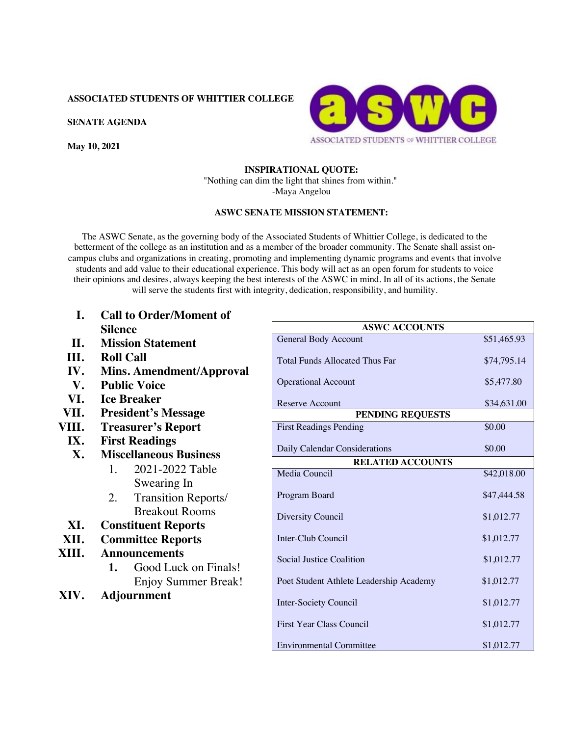**ASSOCIATED STUDENTS OF WHITTIER COLLEGE**

**SENATE AGENDA**

**May 10, 2021**

ASSOCIATED STUDENTS OF WHITTIER COLLEGE

**INSPIRATIONAL QUOTE:**

"Nothing can dim the light that shines from within."

-Maya Angelou

**ASWC SENATE MISSION STATEMENT:**

The ASWC Senate, as the governing body of the Associated Students of Whittier College, is dedicated to the betterment of the college as an institution and as a member of the broader community. The Senate shall assist on-campus clubs and organizations in creating, promoting and implementing dynamic programs and events that involve students and add value to their educational experience. This body will act as an open forum for students to voice their opinions and desires, always keeping the best interests of the ASWC in mind. In all of its actions, the Senate will serve the students first with integrity, dedication, responsibility, and humility.

- **I. Call to Order/Moment of Silence**
- **II. Mission Statement**
- **III. Roll Call**
- **IV. Mins. Amendment/Approval**
- **V. Public Voice**
- **VI. Ice Breaker**
- **VII. President's Message**
- **VIII. Treasurer's Report**
- **IX. First Readings**
- **X. Miscellaneous Business**
  1. 2021-2022 Table Swearing In
  2. Transition Reports/ Breakout Rooms
- **XI. Constituent Reports**
- **XII. Committee Reports**
- **XIII. Announcements**
  1. Good Luck on Finals! Enjoy Summer Break!
- **XIV. Adjournment**

| **ASWC ACCOUNTS** | |
|---|---|
| General Body Account | $51,465.93 |
| Total Funds Allocated Thus Far | $74,795.14 |
| Operational Account | $5,477.80 |
| Reserve Account | $34,631.00 |
| **PENDING REQUESTS** | |
| First Readings Pending | $0.00 |
| Daily Calendar Considerations | $0.00 |
| **RELATED ACCOUNTS** | |
| Media Council | $42,018.00 |
| Program Board | $47,444.58 |
| Diversity Council | $1,012.77 |
| Inter-Club Council | $1,012.77 |
| Social Justice Coalition | $1,012.77 |
| Poet Student Athlete Leadership Academy | $1,012.77 |
| Inter-Society Council | $1,012.77 |
| First Year Class Council | $1,012.77 |
| Environmental Committee | $1,012.77 |